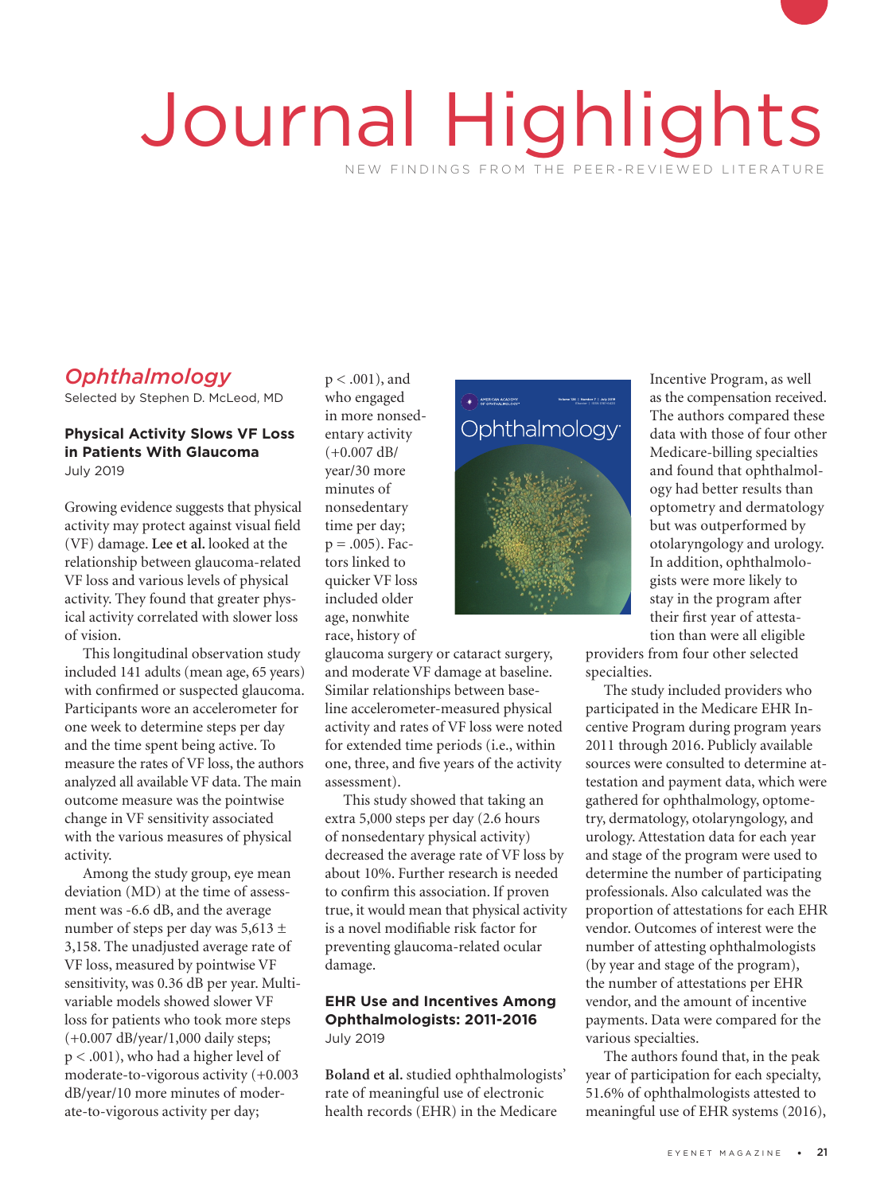# Journal Highlights

NEW FINDINGS FROM THE PEER-REVIEWED LITERATURE

## *Ophthalmology*

Selected by Stephen D. McLeod, MD

### Physical Activity Slows VF Loss in Patients With Glaucoma

July 2019

Growing evidence suggests that physical activity may protect against visual field (VF) damage. **Lee et al.** looked at the relationship between glaucoma-related VF loss and various levels of physical activity. They found that greater physical activity correlated with slower loss of vision.

This longitudinal observation study included 141 adults (mean age, 65 years) with confirmed or suspected glaucoma. Participants wore an accelerometer for one week to determine steps per day and the time spent being active. To measure the rates of VF loss, the authors analyzed all available VF data. The main outcome measure was the pointwise change in VF sensitivity associated with the various measures of physical activity.

Among the study group, eye mean deviation (MD) at the time of assessment was -6.6 dB, and the average number of steps per day was 5,613 ± 3,158. The unadjusted average rate of VF loss, measured by pointwise VF sensitivity, was 0.36 dB per year. Multivariable models showed slower VF loss for patients who took more steps (+0.007 dB/year/1,000 daily steps; $p < .001$), who had a higher level of moderate-to-vigorous activity (+0.003 dB/year/10 more minutes of moderate-to-vigorous activity per day; $p < .001$), and who engaged in more nonsedentary activity (+0.007 dB/year/30 more minutes of nonsedentary time per day; $p = .005$). Factors linked to quicker VF loss included older age, nonwhite race, history of glaucoma surgery or cataract surgery, and moderate VF damage at baseline. Similar relationships between baseline accelerometer-measured physical activity and rates of VF loss were noted for extended time periods (i.e., within one, three, and five years of the activity assessment).

This study showed that taking an extra 5,000 steps per day (2.6 hours of nonsedentary physical activity) decreased the average rate of VF loss by about 10%. Further research is needed to confirm this association. If proven true, it would mean that physical activity is a novel modifiable risk factor for preventing glaucoma-related ocular damage.

### EHR Use and Incentives Among Ophthalmologists: 2011-2016

July 2019

**Boland et al.** studied ophthalmologists' rate of meaningful use of electronic health records (EHR) in the Medicare Incentive Program, as well as the compensation received. The authors compared these data with those of four other Medicare-billing specialties and found that ophthalmology had better results than optometry and dermatology but was outperformed by otolaryngology and urology. In addition, ophthalmologists were more likely to stay in the program after their first year of attestation than were all eligible providers from four other selected specialties.

The study included providers who participated in the Medicare EHR Incentive Program during program years 2011 through 2016. Publicly available sources were consulted to determine attestation and payment data, which were gathered for ophthalmology, optometry, dermatology, otolaryngology, and urology. Attestation data for each year and stage of the program were used to determine the number of participating professionals. Also calculated was the proportion of attestations for each EHR vendor. Outcomes of interest were the number of attesting ophthalmologists (by year and stage of the program), the number of attestations per EHR vendor, and the amount of incentive payments. Data were compared for the various specialties.

The authors found that, in the peak year of participation for each specialty, 51.6% of ophthalmologists attested to meaningful use of EHR systems (2016),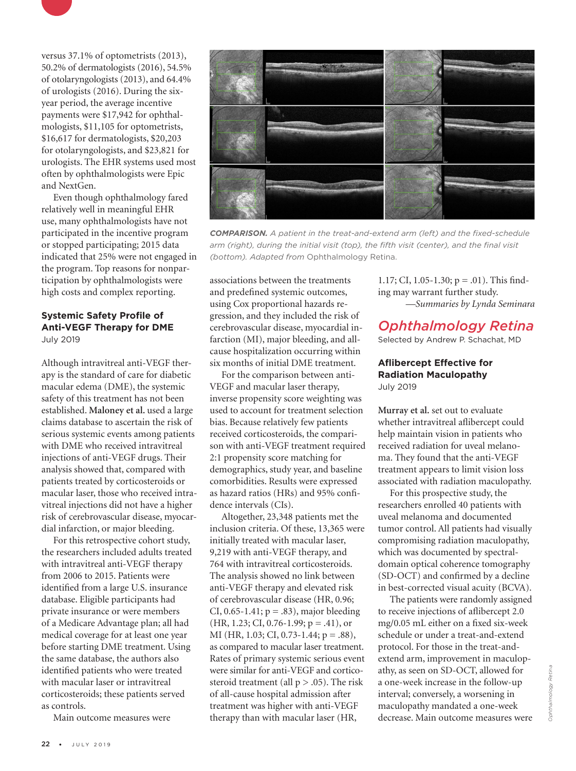versus 37.1% of optometrists (2013), 50.2% of dermatologists (2016), 54.5% of otolaryngologists (2013), and 64.4% of urologists (2016). During the six-year period, the average incentive payments were $17,942 for ophthalmologists, $11,105 for optometrists, $16,617 for dermatologists, $20,203 for otolaryngologists, and $23,821 for urologists. The EHR systems used most often by ophthalmologists were Epic and NextGen.

Even though ophthalmology fared relatively well in meaningful EHR use, many ophthalmologists have not participated in the incentive program or stopped participating; 2015 data indicated that 25% were not engaged in the program. Top reasons for nonparticipation by ophthalmologists were high costs and complex reporting.

### Systemic Safety Profile of Anti-VEGF Therapy for DME

July 2019

Although intravitreal anti-VEGF therapy is the standard of care for diabetic macular edema (DME), the systemic safety of this treatment has not been established. **Maloney et al.** used a large claims database to ascertain the risk of serious systemic events among patients with DME who received intravitreal injections of anti-VEGF drugs. Their analysis showed that, compared with patients treated by corticosteroids or macular laser, those who received intravitreal injections did not have a higher risk of cerebrovascular disease, myocardial infarction, or major bleeding.

For this retrospective cohort study, the researchers included adults treated with intravitreal anti-VEGF therapy from 2006 to 2015. Patients were identified from a large U.S. insurance database. Eligible participants had private insurance or were members of a Medicare Advantage plan; all had medical coverage for at least one year before starting DME treatment. Using the same database, the authors also identified patients who were treated with macular laser or intravitreal corticosteroids; these patients served as controls.

Main outcome measures were associations between the treatments and predefined systemic outcomes, using Cox proportional hazards regression, and they included the risk of cerebrovascular disease, myocardial infarction (MI), major bleeding, and all-cause hospitalization occurring within six months of initial DME treatment.

For the comparison between anti-VEGF and macular laser therapy, inverse propensity score weighting was used to account for treatment selection bias. Because relatively few patients received corticosteroids, the comparison with anti-VEGF treatment required 2:1 propensity score matching for demographics, study year, and baseline comorbidities. Results were expressed as hazard ratios (HRs) and 95% confidence intervals (CIs).

Altogether, 23,348 patients met the inclusion criteria. Of these, 13,365 were initially treated with macular laser, 9,219 with anti-VEGF therapy, and 764 with intravitreal corticosteroids. The analysis showed no link between anti-VEGF therapy and elevated risk of cerebrovascular disease (HR, 0.96; CI, 0.65-1.41; $p = .83$), major bleeding (HR, 1.23; CI, 0.76-1.99; $p = .41$), or MI (HR, 1.03; CI, 0.73-1.44; $p = .88$), as compared to macular laser treatment. Rates of primary systemic serious event were similar for anti-VEGF and corticosteroid treatment (all $p > .05$). The risk of all-cause hospital admission after treatment was higher with anti-VEGF therapy than with macular laser (HR, 1.17; CI, 1.05-1.30; $p = .01$). This finding may warrant further study.

*—Summaries by Lynda Seminara*

## Ophthalmology Retina

Selected by Andrew P. Schachat, MD

### Aflibercept Effective for Radiation Maculopathy

July 2019

**Murray et al.** set out to evaluate whether intravitreal aflibercept could help maintain vision in patients who received radiation for uveal melanoma. They found that the anti-VEGF treatment appears to limit vision loss associated with radiation maculopathy.

For this prospective study, the researchers enrolled 40 patients with uveal melanoma and documented tumor control. All patients had visually compromising radiation maculopathy, which was documented by spectral-domain optical coherence tomography (SD-OCT) and confirmed by a decline in best-corrected visual acuity (BCVA).

The patients were randomly assigned to receive injections of aflibercept 2.0 mg/0.05 mL either on a fixed six-week schedule or under a treat-and-extend protocol. For those in the treat-and-extend arm, improvement in maculopathy, as seen on SD-OCT, allowed for a one-week increase in the follow-up interval; conversely, a worsening in maculopathy mandated a one-week decrease. Main outcome measures were

***COMPARISON.*** *A patient in the treat-and-extend arm (left) and the fixed-schedule arm (right), during the initial visit (top), the fifth visit (center), and the final visit (bottom). Adapted from* Ophthalmology Retina.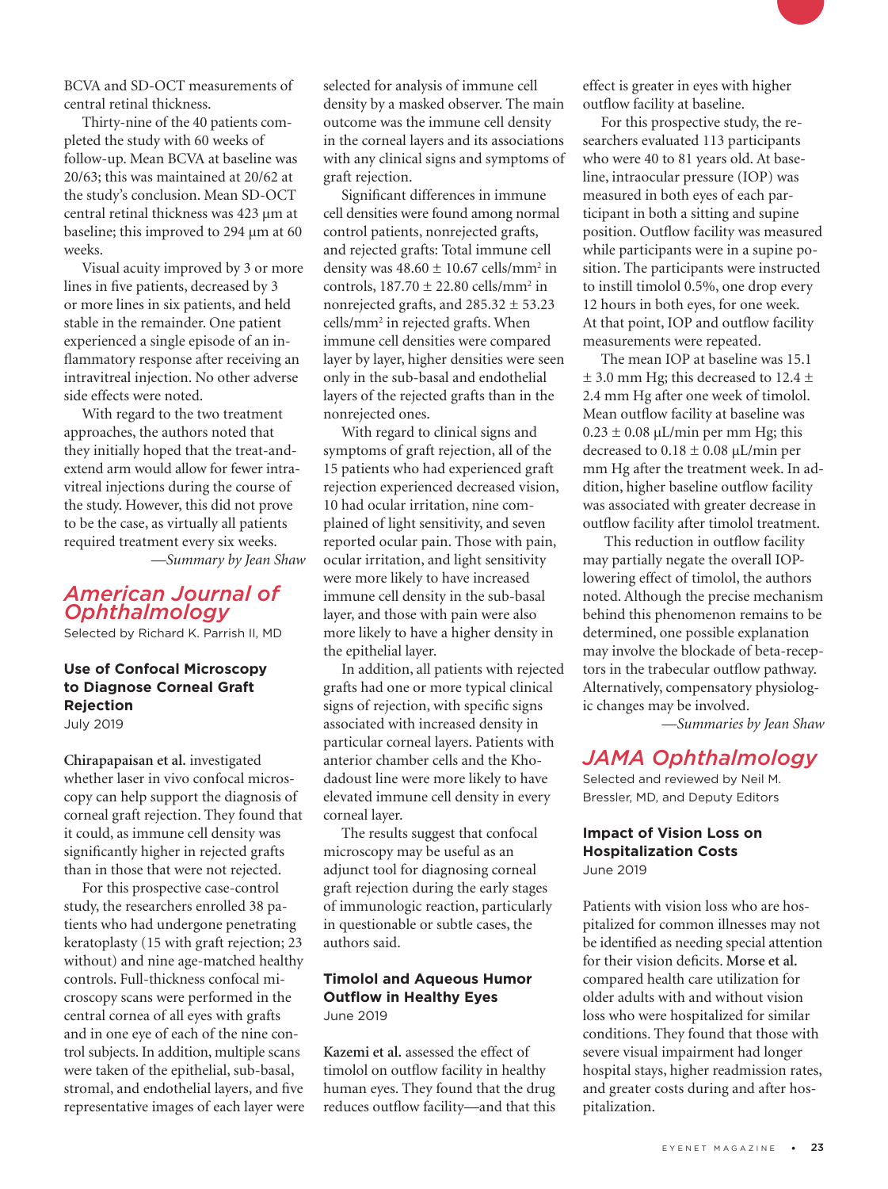BCVA and SD-OCT measurements of central retinal thickness.

Thirty-nine of the 40 patients completed the study with 60 weeks of follow-up. Mean BCVA at baseline was 20/63; this was maintained at 20/62 at the study's conclusion. Mean SD-OCT central retinal thickness was 423 µm at baseline; this improved to 294 µm at 60 weeks.

Visual acuity improved by 3 or more lines in five patients, decreased by 3 or more lines in six patients, and held stable in the remainder. One patient experienced a single episode of an inflammatory response after receiving an intravitreal injection. No other adverse side effects were noted.

With regard to the two treatment approaches, the authors noted that they initially hoped that the treat-and-extend arm would allow for fewer intravitreal injections during the course of the study. However, this did not prove to be the case, as virtually all patients required treatment every six weeks.

*—Summary by Jean Shaw*

## American Journal of Ophthalmology

Selected by Richard K. Parrish II, MD

### Use of Confocal Microscopy to Diagnose Corneal Graft Rejection

July 2019

**Chirapapaisan et al.** investigated whether laser in vivo confocal microscopy can help support the diagnosis of corneal graft rejection. They found that it could, as immune cell density was significantly higher in rejected grafts than in those that were not rejected.

For this prospective case-control study, the researchers enrolled 38 patients who had undergone penetrating keratoplasty (15 with graft rejection; 23 without) and nine age-matched healthy controls. Full-thickness confocal microscopy scans were performed in the central cornea of all eyes with grafts and in one eye of each of the nine control subjects. In addition, multiple scans were taken of the epithelial, sub-basal, stromal, and endothelial layers, and five representative images of each layer were selected for analysis of immune cell density by a masked observer. The main outcome was the immune cell density in the corneal layers and its associations with any clinical signs and symptoms of graft rejection.

Significant differences in immune cell densities were found among normal control patients, nonrejected grafts, and rejected grafts: Total immune cell density was 48.60 ± 10.67 cells/mm$^2$ in controls, 187.70 ± 22.80 cells/mm$^2$ in nonrejected grafts, and 285.32 ± 53.23 cells/mm$^2$ in rejected grafts. When immune cell densities were compared layer by layer, higher densities were seen only in the sub-basal and endothelial layers of the rejected grafts than in the nonrejected ones.

With regard to clinical signs and symptoms of graft rejection, all of the 15 patients who had experienced graft rejection experienced decreased vision, 10 had ocular irritation, nine complained of light sensitivity, and seven reported ocular pain. Those with pain, ocular irritation, and light sensitivity were more likely to have increased immune cell density in the sub-basal layer, and those with pain were also more likely to have a higher density in the epithelial layer.

In addition, all patients with rejected grafts had one or more typical clinical signs of rejection, with specific signs associated with increased density in particular corneal layers. Patients with anterior chamber cells and the Khodadoust line were more likely to have elevated immune cell density in every corneal layer.

The results suggest that confocal microscopy may be useful as an adjunct tool for diagnosing corneal graft rejection during the early stages of immunologic reaction, particularly in questionable or subtle cases, the authors said.

### Timolol and Aqueous Humor Outflow in Healthy Eyes

June 2019

**Kazemi et al.** assessed the effect of timolol on outflow facility in healthy human eyes. They found that the drug reduces outflow facility—and that this effect is greater in eyes with higher outflow facility at baseline.

For this prospective study, the researchers evaluated 113 participants who were 40 to 81 years old. At baseline, intraocular pressure (IOP) was measured in both eyes of each participant in both a sitting and supine position. Outflow facility was measured while participants were in a supine position. The participants were instructed to instill timolol 0.5%, one drop every 12 hours in both eyes, for one week. At that point, IOP and outflow facility measurements were repeated.

The mean IOP at baseline was 15.1 ± 3.0 mm Hg; this decreased to 12.4 ± 2.4 mm Hg after one week of timolol. Mean outflow facility at baseline was 0.23 ± 0.08 µL/min per mm Hg; this decreased to 0.18 ± 0.08 µL/min per mm Hg after the treatment week. In addition, higher baseline outflow facility was associated with greater decrease in outflow facility after timolol treatment.

This reduction in outflow facility may partially negate the overall IOP-lowering effect of timolol, the authors noted. Although the precise mechanism behind this phenomenon remains to be determined, one possible explanation may involve the blockade of beta-receptors in the trabecular outflow pathway. Alternatively, compensatory physiologic changes may be involved.

*—Summaries by Jean Shaw*

## JAMA Ophthalmology

Selected and reviewed by Neil M. Bressler, MD, and Deputy Editors

### Impact of Vision Loss on Hospitalization Costs

June 2019

Patients with vision loss who are hospitalized for common illnesses may not be identified as needing special attention for their vision deficits. **Morse et al.** compared health care utilization for older adults with and without vision loss who were hospitalized for similar conditions. They found that those with severe visual impairment had longer hospital stays, higher readmission rates, and greater costs during and after hospitalization.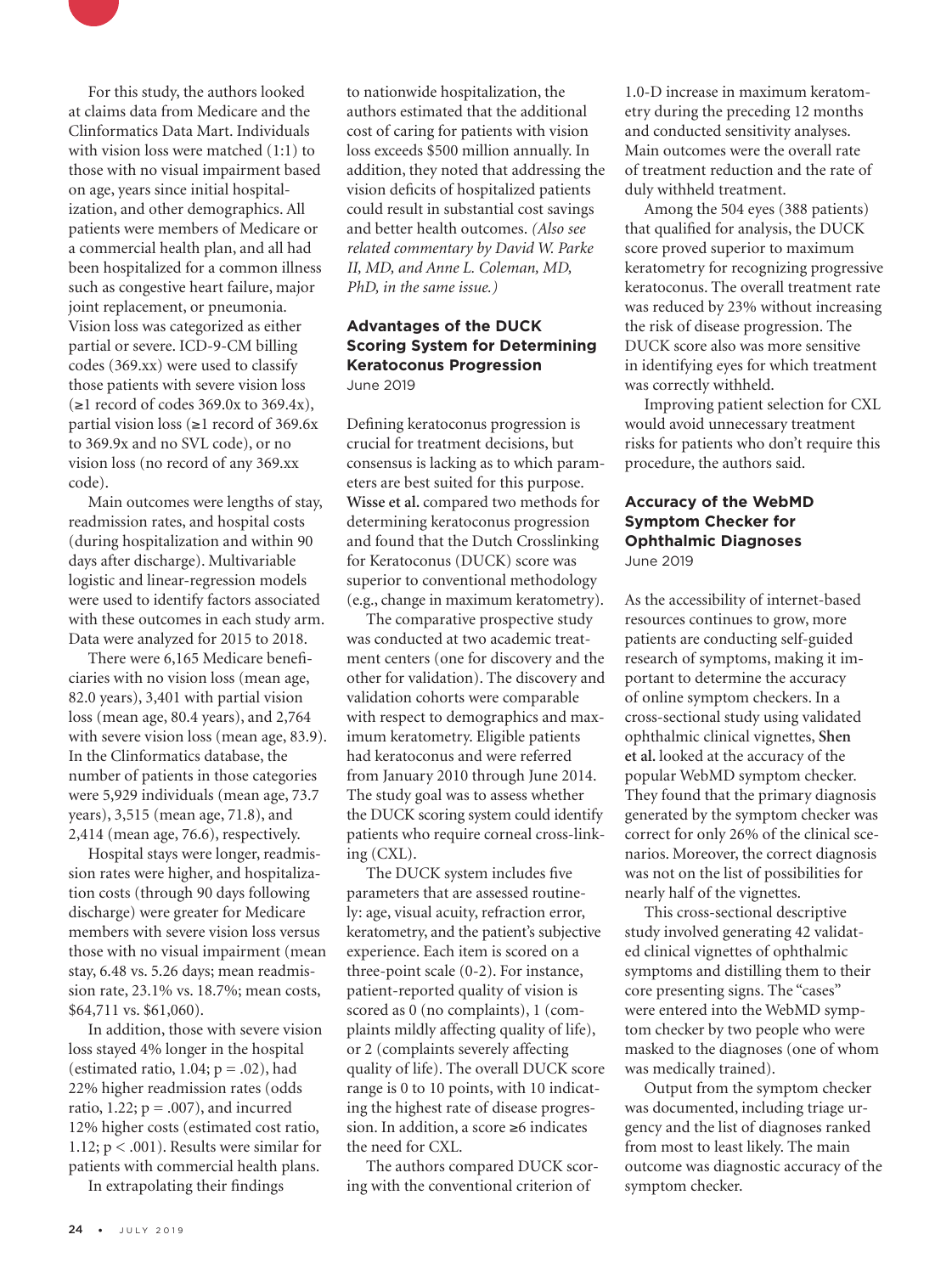For this study, the authors looked at claims data from Medicare and the Clinformatics Data Mart. Individuals with vision loss were matched (1:1) to those with no visual impairment based on age, years since initial hospitalization, and other demographics. All patients were members of Medicare or a commercial health plan, and all had been hospitalized for a common illness such as congestive heart failure, major joint replacement, or pneumonia. Vision loss was categorized as either partial or severe. ICD-9-CM billing codes (369.xx) were used to classify those patients with severe vision loss (≥1 record of codes 369.0x to 369.4x), partial vision loss (≥1 record of 369.6x to 369.9x and no SVL code), or no vision loss (no record of any 369.xx code).

Main outcomes were lengths of stay, readmission rates, and hospital costs (during hospitalization and within 90 days after discharge). Multivariable logistic and linear-regression models were used to identify factors associated with these outcomes in each study arm. Data were analyzed for 2015 to 2018.

There were 6,165 Medicare beneficiaries with no vision loss (mean age, 82.0 years), 3,401 with partial vision loss (mean age, 80.4 years), and 2,764 with severe vision loss (mean age, 83.9). In the Clinformatics database, the number of patients in those categories were 5,929 individuals (mean age, 73.7 years), 3,515 (mean age, 71.8), and 2,414 (mean age, 76.6), respectively.

Hospital stays were longer, readmission rates were higher, and hospitalization costs (through 90 days following discharge) were greater for Medicare members with severe vision loss versus those with no visual impairment (mean stay, 6.48 vs. 5.26 days; mean readmission rate, 23.1% vs. 18.7%; mean costs, \$64,711 vs. \$61,060).

In addition, those with severe vision loss stayed 4% longer in the hospital (estimated ratio, 1.04; $p = .02$), had 22% higher readmission rates (odds ratio, 1.22; $p = .007$), and incurred 12% higher costs (estimated cost ratio, 1.12; $p < .001$). Results were similar for patients with commercial health plans.

In extrapolating their findings to nationwide hospitalization, the authors estimated that the additional cost of caring for patients with vision loss exceeds \$500 million annually. In addition, they noted that addressing the vision deficits of hospitalized patients could result in substantial cost savings and better health outcomes. *(Also see related commentary by David W. Parke II, MD, and Anne L. Coleman, MD, PhD, in the same issue.)*

## Advantages of the DUCK Scoring System for Determining Keratoconus Progression

June 2019

Defining keratoconus progression is crucial for treatment decisions, but consensus is lacking as to which parameters are best suited for this purpose. **Wisse et al.** compared two methods for determining keratoconus progression and found that the Dutch Crosslinking for Keratoconus (DUCK) score was superior to conventional methodology (e.g., change in maximum keratometry).

The comparative prospective study was conducted at two academic treatment centers (one for discovery and the other for validation). The discovery and validation cohorts were comparable with respect to demographics and maximum keratometry. Eligible patients had keratoconus and were referred from January 2010 through June 2014. The study goal was to assess whether the DUCK scoring system could identify patients who require corneal cross-linking (CXL).

The DUCK system includes five parameters that are assessed routinely: age, visual acuity, refraction error, keratometry, and the patient's subjective experience. Each item is scored on a three-point scale (0-2). For instance, patient-reported quality of vision is scored as 0 (no complaints), 1 (complaints mildly affecting quality of life), or 2 (complaints severely affecting quality of life). The overall DUCK score range is 0 to 10 points, with 10 indicating the highest rate of disease progression. In addition, a score ≥6 indicates the need for CXL.

The authors compared DUCK scoring with the conventional criterion of 1.0-D increase in maximum keratometry during the preceding 12 months and conducted sensitivity analyses. Main outcomes were the overall rate of treatment reduction and the rate of duly withheld treatment.

Among the 504 eyes (388 patients) that qualified for analysis, the DUCK score proved superior to maximum keratometry for recognizing progressive keratoconus. The overall treatment rate was reduced by 23% without increasing the risk of disease progression. The DUCK score also was more sensitive in identifying eyes for which treatment was correctly withheld.

Improving patient selection for CXL would avoid unnecessary treatment risks for patients who don't require this procedure, the authors said.

## Accuracy of the WebMD Symptom Checker for Ophthalmic Diagnoses

June 2019

As the accessibility of internet-based resources continues to grow, more patients are conducting self-guided research of symptoms, making it important to determine the accuracy of online symptom checkers. In a cross-sectional study using validated ophthalmic clinical vignettes, **Shen et al.** looked at the accuracy of the popular WebMD symptom checker. They found that the primary diagnosis generated by the symptom checker was correct for only 26% of the clinical scenarios. Moreover, the correct diagnosis was not on the list of possibilities for nearly half of the vignettes.

This cross-sectional descriptive study involved generating 42 validated clinical vignettes of ophthalmic symptoms and distilling them to their core presenting signs. The "cases" were entered into the WebMD symptom checker by two people who were masked to the diagnoses (one of whom was medically trained).

Output from the symptom checker was documented, including triage urgency and the list of diagnoses ranked from most to least likely. The main outcome was diagnostic accuracy of the symptom checker.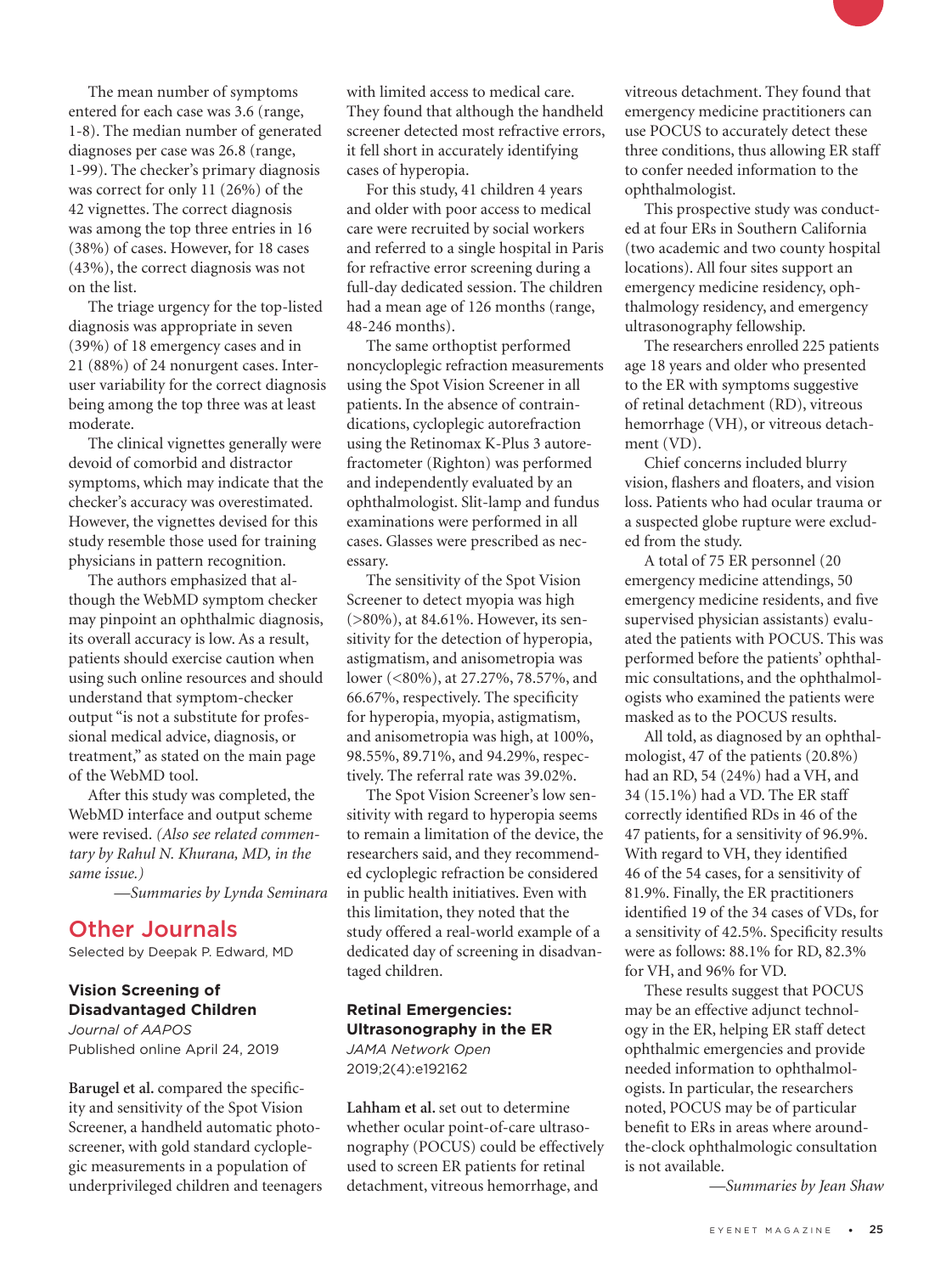The mean number of symptoms entered for each case was 3.6 (range, 1-8). The median number of generated diagnoses per case was 26.8 (range, 1-99). The checker's primary diagnosis was correct for only 11 (26%) of the 42 vignettes. The correct diagnosis was among the top three entries in 16 (38%) of cases. However, for 18 cases (43%), the correct diagnosis was not on the list.

The triage urgency for the top-listed diagnosis was appropriate in seven (39%) of 18 emergency cases and in 21 (88%) of 24 nonurgent cases. Interuser variability for the correct diagnosis being among the top three was at least moderate.

The clinical vignettes generally were devoid of comorbid and distractor symptoms, which may indicate that the checker's accuracy was overestimated. However, the vignettes devised for this study resemble those used for training physicians in pattern recognition.

The authors emphasized that although the WebMD symptom checker may pinpoint an ophthalmic diagnosis, its overall accuracy is low. As a result, patients should exercise caution when using such online resources and should understand that symptom-checker output "is not a substitute for professional medical advice, diagnosis, or treatment," as stated on the main page of the WebMD tool.

After this study was completed, the WebMD interface and output scheme were revised. *(Also see related commentary by Rahul N. Khurana, MD, in the same issue.)*

*—Summaries by Lynda Seminara*

## Other Journals

Selected by Deepak P. Edward, MD

### Vision Screening of Disadvantaged Children

*Journal of AAPOS*
Published online April 24, 2019

**Barugel et al.** compared the specificity and sensitivity of the Spot Vision Screener, a handheld automatic photoscreener, with gold standard cycloplegic measurements in a population of underprivileged children and teenagers with limited access to medical care. They found that although the handheld screener detected most refractive errors, it fell short in accurately identifying cases of hyperopia.

For this study, 41 children 4 years and older with poor access to medical care were recruited by social workers and referred to a single hospital in Paris for refractive error screening during a full-day dedicated session. The children had a mean age of 126 months (range, 48-246 months).

The same orthoptist performed noncycloplegic refraction measurements using the Spot Vision Screener in all patients. In the absence of contraindications, cycloplegic autorefraction using the Retinomax K-Plus 3 autorefractometer (Righton) was performed and independently evaluated by an ophthalmologist. Slit-lamp and fundus examinations were performed in all cases. Glasses were prescribed as necessary.

The sensitivity of the Spot Vision Screener to detect myopia was high (>80%), at 84.61%. However, its sensitivity for the detection of hyperopia, astigmatism, and anisometropia was lower (<80%), at 27.27%, 78.57%, and 66.67%, respectively. The specificity for hyperopia, myopia, astigmatism, and anisometropia was high, at 100%, 98.55%, 89.71%, and 94.29%, respectively. The referral rate was 39.02%.

The Spot Vision Screener's low sensitivity with regard to hyperopia seems to remain a limitation of the device, the researchers said, and they recommended cycloplegic refraction be considered in public health initiatives. Even with this limitation, they noted that the study offered a real-world example of a dedicated day of screening in disadvantaged children.

### Retinal Emergencies: Ultrasonography in the ER

*JAMA Network Open*
2019;2(4):e192162

**Lahham et al.** set out to determine whether ocular point-of-care ultrasonography (POCUS) could be effectively used to screen ER patients for retinal detachment, vitreous hemorrhage, and vitreous detachment. They found that emergency medicine practitioners can use POCUS to accurately detect these three conditions, thus allowing ER staff to confer needed information to the ophthalmologist.

This prospective study was conducted at four ERs in Southern California (two academic and two county hospital locations). All four sites support an emergency medicine residency, ophthalmology residency, and emergency ultrasonography fellowship.

The researchers enrolled 225 patients age 18 years and older who presented to the ER with symptoms suggestive of retinal detachment (RD), vitreous hemorrhage (VH), or vitreous detachment (VD).

Chief concerns included blurry vision, flashers and floaters, and vision loss. Patients who had ocular trauma or a suspected globe rupture were excluded from the study.

A total of 75 ER personnel (20 emergency medicine attendings, 50 emergency medicine residents, and five supervised physician assistants) evaluated the patients with POCUS. This was performed before the patients' ophthalmic consultations, and the ophthalmologists who examined the patients were masked as to the POCUS results.

All told, as diagnosed by an ophthalmologist, 47 of the patients (20.8%) had an RD, 54 (24%) had a VH, and 34 (15.1%) had a VD. The ER staff correctly identified RDs in 46 of the 47 patients, for a sensitivity of 96.9%. With regard to VH, they identified 46 of the 54 cases, for a sensitivity of 81.9%. Finally, the ER practitioners identified 19 of the 34 cases of VDs, for a sensitivity of 42.5%. Specificity results were as follows: 88.1% for RD, 82.3% for VH, and 96% for VD.

These results suggest that POCUS may be an effective adjunct technology in the ER, helping ER staff detect ophthalmic emergencies and provide needed information to ophthalmologists. In particular, the researchers noted, POCUS may be of particular benefit to ERs in areas where around-the-clock ophthalmologic consultation is not available.

*—Summaries by Jean Shaw*